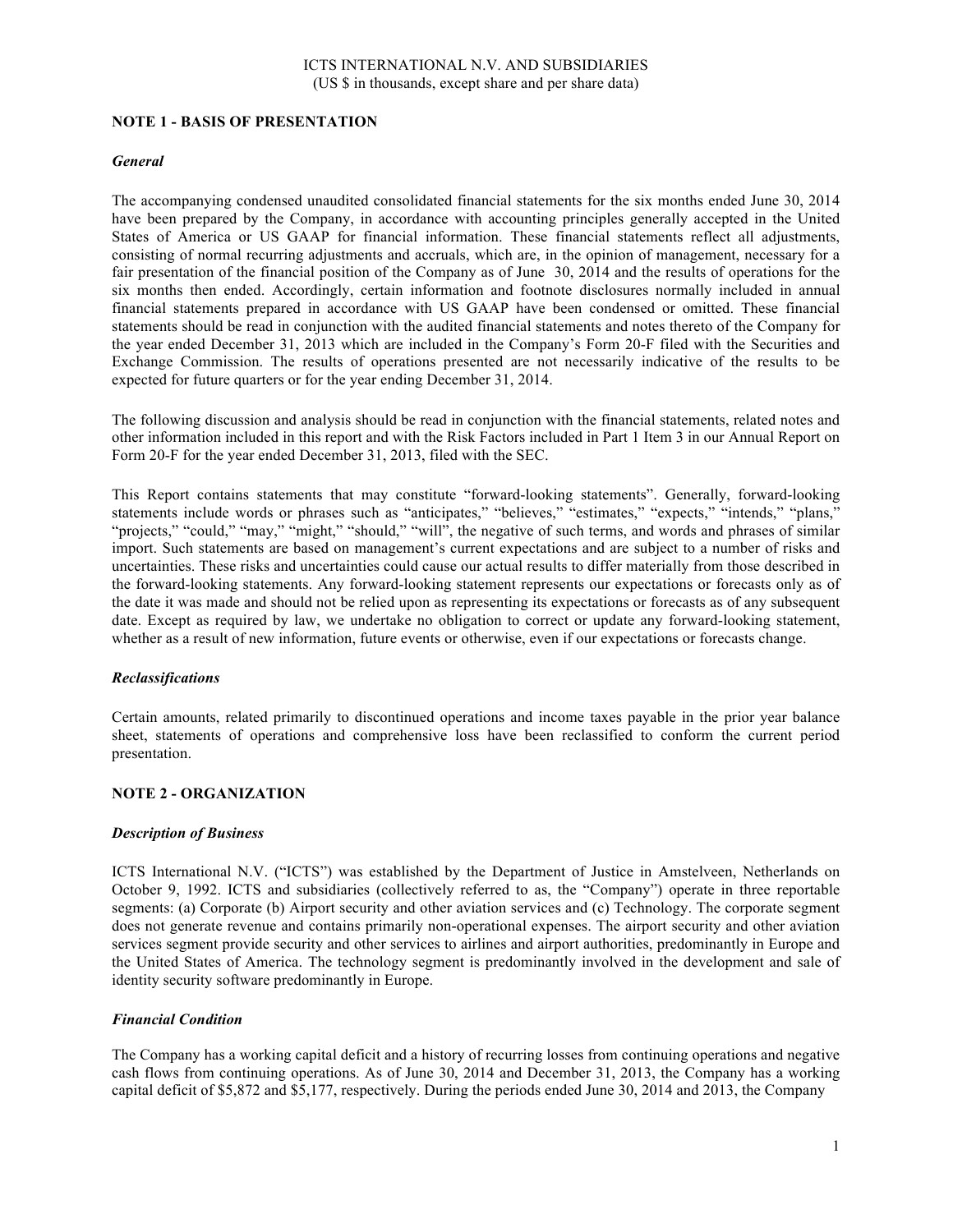ICTS INTERNATIONAL N.V. AND SUBSIDIARIES
(US $ in thousands, except share and per share data)

## NOTE 1 - BASIS OF PRESENTATION

### *General*

The accompanying condensed unaudited consolidated financial statements for the six months ended June 30, 2014 have been prepared by the Company, in accordance with accounting principles generally accepted in the United States of America or US GAAP for financial information. These financial statements reflect all adjustments, consisting of normal recurring adjustments and accruals, which are, in the opinion of management, necessary for a fair presentation of the financial position of the Company as of June 30, 2014 and the results of operations for the six months then ended. Accordingly, certain information and footnote disclosures normally included in annual financial statements prepared in accordance with US GAAP have been condensed or omitted. These financial statements should be read in conjunction with the audited financial statements and notes thereto of the Company for the year ended December 31, 2013 which are included in the Company's Form 20-F filed with the Securities and Exchange Commission. The results of operations presented are not necessarily indicative of the results to be expected for future quarters or for the year ending December 31, 2014.

The following discussion and analysis should be read in conjunction with the financial statements, related notes and other information included in this report and with the Risk Factors included in Part 1 Item 3 in our Annual Report on Form 20-F for the year ended December 31, 2013, filed with the SEC.

This Report contains statements that may constitute "forward-looking statements". Generally, forward-looking statements include words or phrases such as "anticipates," "believes," "estimates," "expects," "intends," "plans," "projects," "could," "may," "might," "should," "will", the negative of such terms, and words and phrases of similar import. Such statements are based on management's current expectations and are subject to a number of risks and uncertainties. These risks and uncertainties could cause our actual results to differ materially from those described in the forward-looking statements. Any forward-looking statement represents our expectations or forecasts only as of the date it was made and should not be relied upon as representing its expectations or forecasts as of any subsequent date. Except as required by law, we undertake no obligation to correct or update any forward-looking statement, whether as a result of new information, future events or otherwise, even if our expectations or forecasts change.

### *Reclassifications*

Certain amounts, related primarily to discontinued operations and income taxes payable in the prior year balance sheet, statements of operations and comprehensive loss have been reclassified to conform the current period presentation.

## NOTE 2 - ORGANIZATION

### *Description of Business*

ICTS International N.V. ("ICTS") was established by the Department of Justice in Amstelveen, Netherlands on October 9, 1992. ICTS and subsidiaries (collectively referred to as, the "Company") operate in three reportable segments: (a) Corporate (b) Airport security and other aviation services and (c) Technology. The corporate segment does not generate revenue and contains primarily non-operational expenses. The airport security and other aviation services segment provide security and other services to airlines and airport authorities, predominantly in Europe and the United States of America. The technology segment is predominantly involved in the development and sale of identity security software predominantly in Europe.

### *Financial Condition*

The Company has a working capital deficit and a history of recurring losses from continuing operations and negative cash flows from continuing operations. As of June 30, 2014 and December 31, 2013, the Company has a working capital deficit of $5,872 and $5,177, respectively. During the periods ended June 30, 2014 and 2013, the Company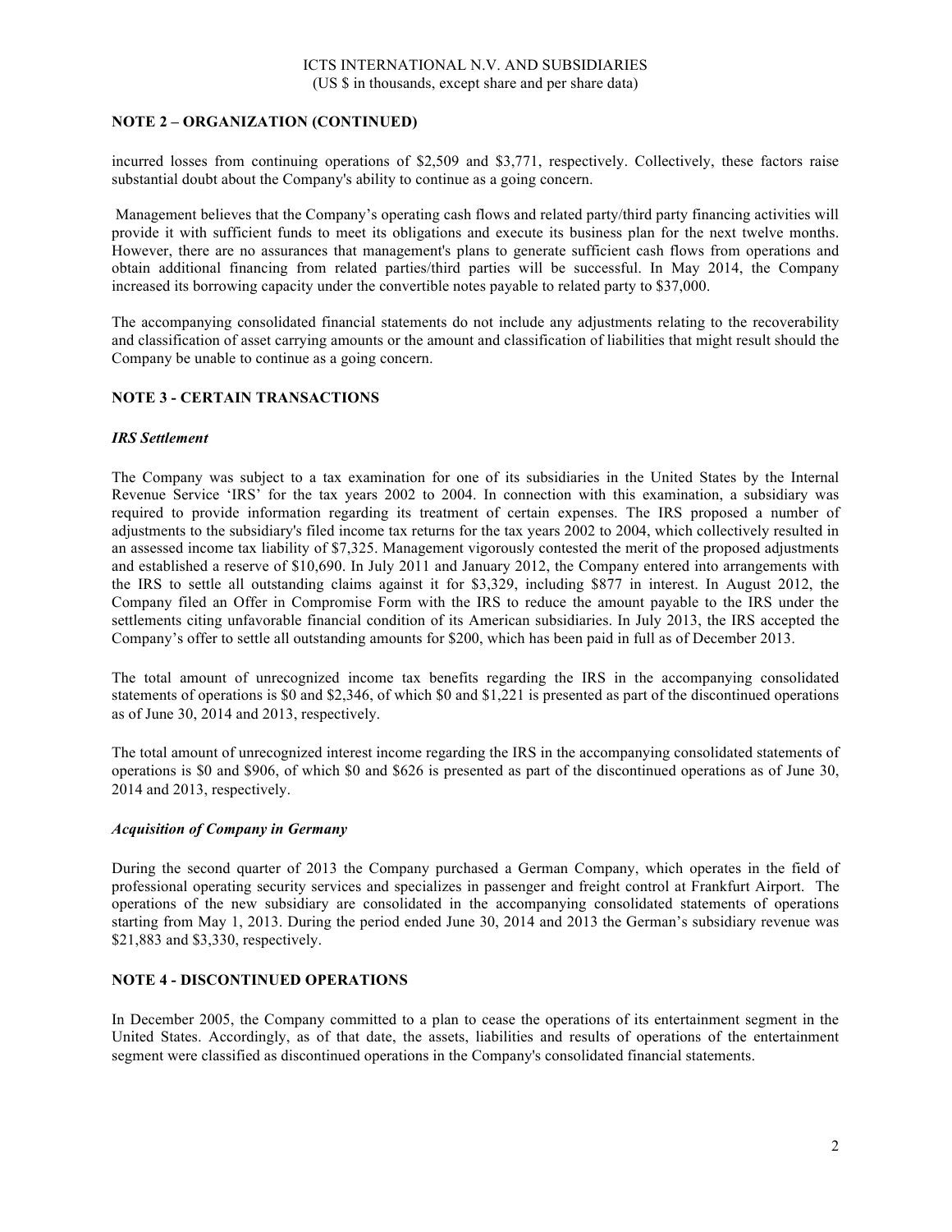## NOTE 2 – ORGANIZATION (CONTINUED)

incurred losses from continuing operations of $2,509 and $3,771, respectively. Collectively, these factors raise substantial doubt about the Company's ability to continue as a going concern.

Management believes that the Company's operating cash flows and related party/third party financing activities will provide it with sufficient funds to meet its obligations and execute its business plan for the next twelve months. However, there are no assurances that management's plans to generate sufficient cash flows from operations and obtain additional financing from related parties/third parties will be successful. In May 2014, the Company increased its borrowing capacity under the convertible notes payable to related party to $37,000.

The accompanying consolidated financial statements do not include any adjustments relating to the recoverability and classification of asset carrying amounts or the amount and classification of liabilities that might result should the Company be unable to continue as a going concern.

## NOTE 3 - CERTAIN TRANSACTIONS

### *IRS Settlement*

The Company was subject to a tax examination for one of its subsidiaries in the United States by the Internal Revenue Service 'IRS' for the tax years 2002 to 2004. In connection with this examination, a subsidiary was required to provide information regarding its treatment of certain expenses. The IRS proposed a number of adjustments to the subsidiary's filed income tax returns for the tax years 2002 to 2004, which collectively resulted in an assessed income tax liability of $7,325. Management vigorously contested the merit of the proposed adjustments and established a reserve of $10,690. In July 2011 and January 2012, the Company entered into arrangements with the IRS to settle all outstanding claims against it for $3,329, including $877 in interest. In August 2012, the Company filed an Offer in Compromise Form with the IRS to reduce the amount payable to the IRS under the settlements citing unfavorable financial condition of its American subsidiaries. In July 2013, the IRS accepted the Company's offer to settle all outstanding amounts for $200, which has been paid in full as of December 2013.

The total amount of unrecognized income tax benefits regarding the IRS in the accompanying consolidated statements of operations is $0 and $2,346, of which $0 and $1,221 is presented as part of the discontinued operations as of June 30, 2014 and 2013, respectively.

The total amount of unrecognized interest income regarding the IRS in the accompanying consolidated statements of operations is $0 and $906, of which $0 and $626 is presented as part of the discontinued operations as of June 30, 2014 and 2013, respectively.

### *Acquisition of Company in Germany*

During the second quarter of 2013 the Company purchased a German Company, which operates in the field of professional operating security services and specializes in passenger and freight control at Frankfurt Airport. The operations of the new subsidiary are consolidated in the accompanying consolidated statements of operations starting from May 1, 2013. During the period ended June 30, 2014 and 2013 the German's subsidiary revenue was $21,883 and $3,330, respectively.

## NOTE 4 - DISCONTINUED OPERATIONS

In December 2005, the Company committed to a plan to cease the operations of its entertainment segment in the United States. Accordingly, as of that date, the assets, liabilities and results of operations of the entertainment segment were classified as discontinued operations in the Company's consolidated financial statements.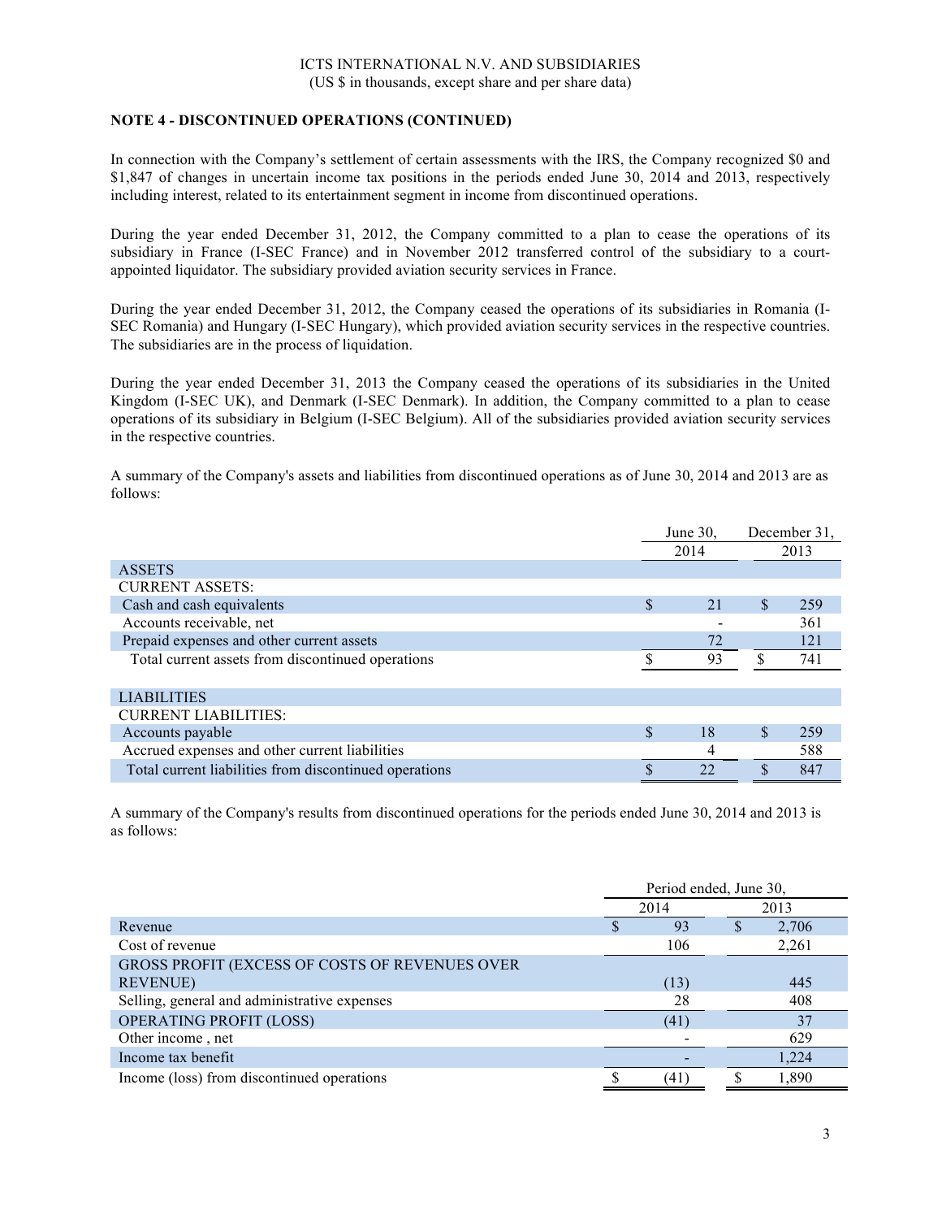ICTS INTERNATIONAL N.V. AND SUBSIDIARIES
(US $ in thousands, except share and per share data)

**NOTE 4 - DISCONTINUED OPERATIONS (CONTINUED)**

In connection with the Company's settlement of certain assessments with the IRS, the Company recognized $0 and $1,847 of changes in uncertain income tax positions in the periods ended June 30, 2014 and 2013, respectively including interest, related to its entertainment segment in income from discontinued operations.

During the year ended December 31, 2012, the Company committed to a plan to cease the operations of its subsidiary in France (I-SEC France) and in November 2012 transferred control of the subsidiary to a court-appointed liquidator. The subsidiary provided aviation security services in France.

During the year ended December 31, 2012, the Company ceased the operations of its subsidiaries in Romania (I-SEC Romania) and Hungary (I-SEC Hungary), which provided aviation security services in the respective countries. The subsidiaries are in the process of liquidation.

During the year ended December 31, 2013 the Company ceased the operations of its subsidiaries in the United Kingdom (I-SEC UK), and Denmark (I-SEC Denmark). In addition, the Company committed to a plan to cease operations of its subsidiary in Belgium (I-SEC Belgium). All of the subsidiaries provided aviation security services in the respective countries.

A summary of the Company's assets and liabilities from discontinued operations as of June 30, 2014 and 2013 are as follows:

| | June 30, 2014 | December 31, 2013 |
|---|---|---|
| ASSETS | | |
| CURRENT ASSETS: | | |
| Cash and cash equivalents | $ 21 | $ 259 |
| Accounts receivable, net | - | 361 |
| Prepaid expenses and other current assets | 72 | 121 |
| Total current assets from discontinued operations | $ 93 | $ 741 |
| | | |
| LIABILITIES | | |
| CURRENT LIABILITIES: | | |
| Accounts payable | $ 18 | $ 259 |
| Accrued expenses and other current liabilities | 4 | 588 |
| Total current liabilities from discontinued operations | $ 22 | $ 847 |

A summary of the Company's results from discontinued operations for the periods ended June 30, 2014 and 2013 is as follows:

| | Period ended, June 30, | |
|---|---|---|
| | 2014 | 2013 |
| Revenue | $ 93 | $ 2,706 |
| Cost of revenue | 106 | 2,261 |
| GROSS PROFIT (EXCESS OF COSTS OF REVENUES OVER REVENUE) | (13) | 445 |
| Selling, general and administrative expenses | 28 | 408 |
| OPERATING PROFIT (LOSS) | (41) | 37 |
| Other income , net | - | 629 |
| Income tax benefit | - | 1,224 |
| Income (loss) from discontinued operations | $ (41) | $ 1,890 |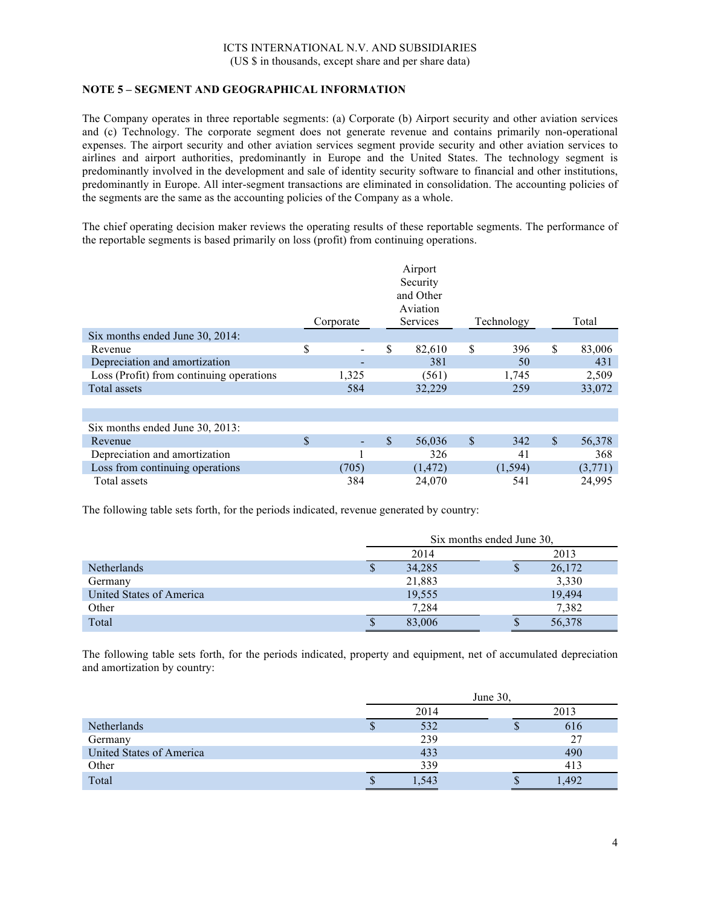ICTS INTERNATIONAL N.V. AND SUBSIDIARIES
(US $ in thousands, except share and per share data)

## NOTE 5 – SEGMENT AND GEOGRAPHICAL INFORMATION

The Company operates in three reportable segments: (a) Corporate (b) Airport security and other aviation services and (c) Technology. The corporate segment does not generate revenue and contains primarily non-operational expenses. The airport security and other aviation services segment provide security and other aviation services to airlines and airport authorities, predominantly in Europe and the United States. The technology segment is predominantly involved in the development and sale of identity security software to financial and other institutions, predominantly in Europe. All inter-segment transactions are eliminated in consolidation. The accounting policies of the segments are the same as the accounting policies of the Company as a whole.

The chief operating decision maker reviews the operating results of these reportable segments. The performance of the reportable segments is based primarily on loss (profit) from continuing operations.

| | Corporate | Airport Security and Other Aviation Services | Technology | Total |
|---|---|---|---|---|
| Six months ended June 30, 2014: | | | | |
| Revenue | $ - | $ 82,610 | $ 396 | $ 83,006 |
| Depreciation and amortization | - | 381 | 50 | 431 |
| Loss (Profit) from continuing operations | 1,325 | (561) | 1,745 | 2,509 |
| Total assets | 584 | 32,229 | 259 | 33,072 |
| | | | | |
| Six months ended June 30, 2013: | | | | |
| Revenue | $ - | $ 56,036 | $ 342 | $ 56,378 |
| Depreciation and amortization | 1 | 326 | 41 | 368 |
| Loss from continuing operations | (705) | (1,472) | (1,594) | (3,771) |
| Total assets | 384 | 24,070 | 541 | 24,995 |

The following table sets forth, for the periods indicated, revenue generated by country:

| | Six months ended June 30, | |
|---|---|---|
| | 2014 | 2013 |
| Netherlands | $ 34,285 | $ 26,172 |
| Germany | 21,883 | 3,330 |
| United States of America | 19,555 | 19,494 |
| Other | 7,284 | 7,382 |
| Total | $ 83,006 | $ 56,378 |

The following table sets forth, for the periods indicated, property and equipment, net of accumulated depreciation and amortization by country:

| | June 30, | |
|---|---|---|
| | 2014 | 2013 |
| Netherlands | $ 532 | $ 616 |
| Germany | 239 | 27 |
| United States of America | 433 | 490 |
| Other | 339 | 413 |
| Total | $ 1,543 | $ 1,492 |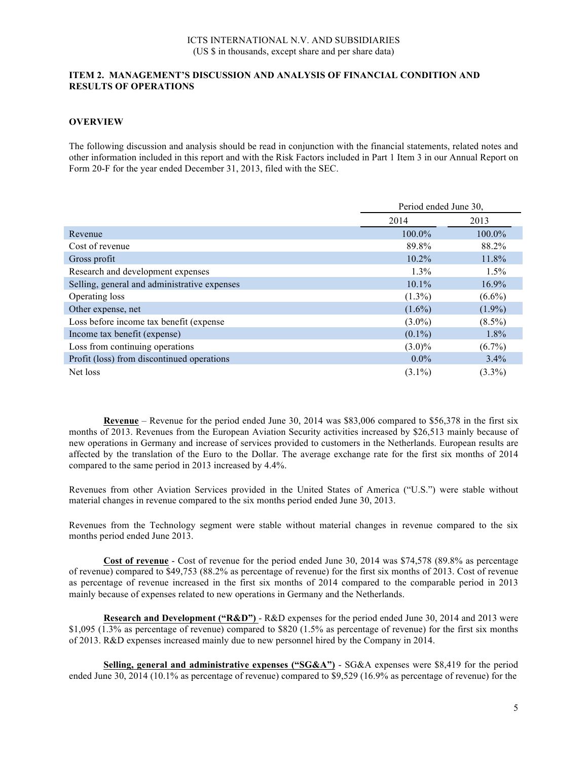ICTS INTERNATIONAL N.V. AND SUBSIDIARIES
(US $ in thousands, except share and per share data)

## ITEM 2. MANAGEMENT'S DISCUSSION AND ANALYSIS OF FINANCIAL CONDITION AND RESULTS OF OPERATIONS

### OVERVIEW

The following discussion and analysis should be read in conjunction with the financial statements, related notes and other information included in this report and with the Risk Factors included in Part 1 Item 3 in our Annual Report on Form 20-F for the year ended December 31, 2013, filed with the SEC.

| | Period ended June 30, | |
|---|---|---|
| | 2014 | 2013 |
| Revenue | 100.0% | 100.0% |
| Cost of revenue | 89.8% | 88.2% |
| Gross profit | 10.2% | 11.8% |
| Research and development expenses | 1.3% | 1.5% |
| Selling, general and administrative expenses | 10.1% | 16.9% |
| Operating loss | (1.3%) | (6.6%) |
| Other expense, net | (1.6%) | (1.9%) |
| Loss before income tax benefit (expense | (3.0%) | (8.5%) |
| Income tax benefit (expense) | (0.1%) | 1.8% |
| Loss from continuing operations | (3.0)% | (6.7%) |
| Profit (loss) from discontinued operations | 0.0% | 3.4% |
| Net loss | (3.1%) | (3.3%) |

**Revenue** – Revenue for the period ended June 30, 2014 was $83,006 compared to $56,378 in the first six months of 2013. Revenues from the European Aviation Security activities increased by $26,513 mainly because of new operations in Germany and increase of services provided to customers in the Netherlands. European results are affected by the translation of the Euro to the Dollar. The average exchange rate for the first six months of 2014 compared to the same period in 2013 increased by 4.4%.

Revenues from other Aviation Services provided in the United States of America ("U.S.") were stable without material changes in revenue compared to the six months period ended June 30, 2013.

Revenues from the Technology segment were stable without material changes in revenue compared to the six months period ended June 2013.

**Cost of revenue** - Cost of revenue for the period ended June 30, 2014 was $74,578 (89.8% as percentage of revenue) compared to $49,753 (88.2% as percentage of revenue) for the first six months of 2013. Cost of revenue as percentage of revenue increased in the first six months of 2014 compared to the comparable period in 2013 mainly because of expenses related to new operations in Germany and the Netherlands.

**Research and Development ("R&D")** - R&D expenses for the period ended June 30, 2014 and 2013 were $1,095 (1.3% as percentage of revenue) compared to $820 (1.5% as percentage of revenue) for the first six months of 2013. R&D expenses increased mainly due to new personnel hired by the Company in 2014.

**Selling, general and administrative expenses ("SG&A")** - SG&A expenses were $8,419 for the period ended June 30, 2014 (10.1% as percentage of revenue) compared to $9,529 (16.9% as percentage of revenue) for the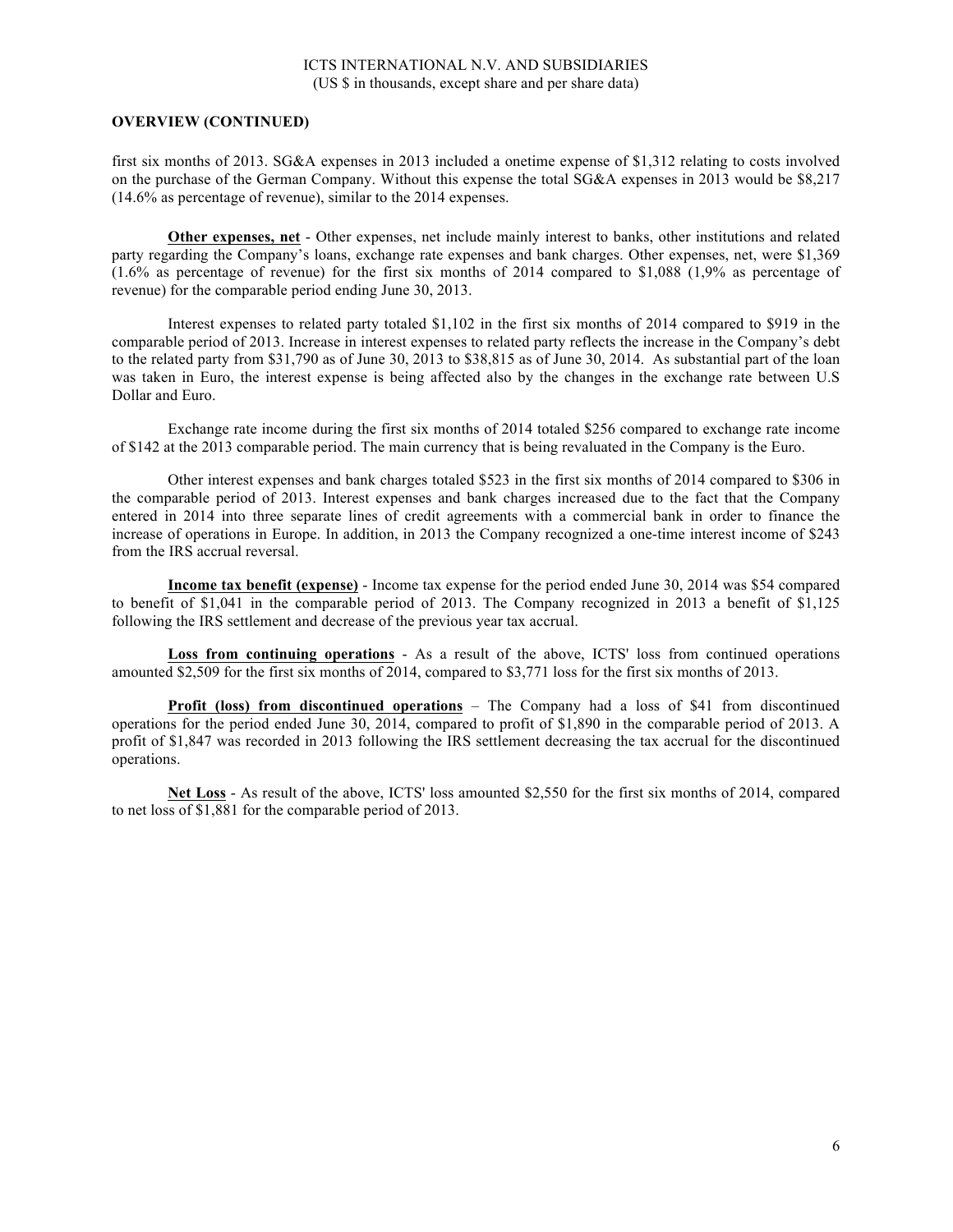**OVERVIEW (CONTINUED)**

first six months of 2013. SG&A expenses in 2013 included a onetime expense of $1,312 relating to costs involved on the purchase of the German Company. Without this expense the total SG&A expenses in 2013 would be $8,217 (14.6% as percentage of revenue), similar to the 2014 expenses.

**Other expenses, net** - Other expenses, net include mainly interest to banks, other institutions and related party regarding the Company's loans, exchange rate expenses and bank charges. Other expenses, net, were $1,369 (1.6% as percentage of revenue) for the first six months of 2014 compared to $1,088 (1,9% as percentage of revenue) for the comparable period ending June 30, 2013.

Interest expenses to related party totaled $1,102 in the first six months of 2014 compared to $919 in the comparable period of 2013. Increase in interest expenses to related party reflects the increase in the Company's debt to the related party from $31,790 as of June 30, 2013 to $38,815 as of June 30, 2014. As substantial part of the loan was taken in Euro, the interest expense is being affected also by the changes in the exchange rate between U.S Dollar and Euro.

Exchange rate income during the first six months of 2014 totaled $256 compared to exchange rate income of $142 at the 2013 comparable period. The main currency that is being revaluated in the Company is the Euro.

Other interest expenses and bank charges totaled $523 in the first six months of 2014 compared to $306 in the comparable period of 2013. Interest expenses and bank charges increased due to the fact that the Company entered in 2014 into three separate lines of credit agreements with a commercial bank in order to finance the increase of operations in Europe. In addition, in 2013 the Company recognized a one-time interest income of $243 from the IRS accrual reversal.

**Income tax benefit (expense)** - Income tax expense for the period ended June 30, 2014 was $54 compared to benefit of $1,041 in the comparable period of 2013. The Company recognized in 2013 a benefit of $1,125 following the IRS settlement and decrease of the previous year tax accrual.

**Loss from continuing operations** - As a result of the above, ICTS' loss from continued operations amounted $2,509 for the first six months of 2014, compared to $3,771 loss for the first six months of 2013.

**Profit (loss) from discontinued operations** – The Company had a loss of $41 from discontinued operations for the period ended June 30, 2014, compared to profit of $1,890 in the comparable period of 2013. A profit of $1,847 was recorded in 2013 following the IRS settlement decreasing the tax accrual for the discontinued operations.

**Net Loss** - As result of the above, ICTS' loss amounted $2,550 for the first six months of 2014, compared to net loss of $1,881 for the comparable period of 2013.